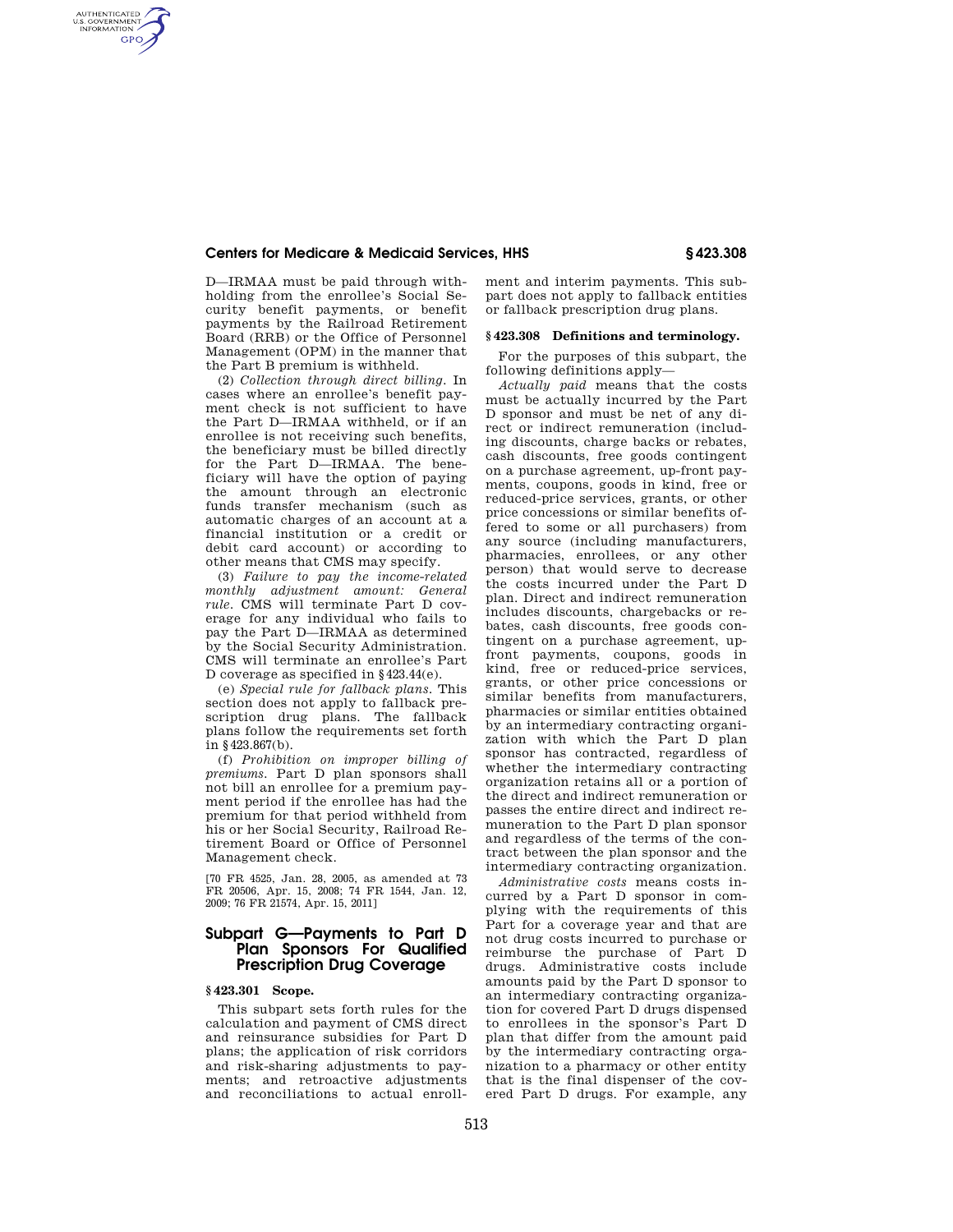D—IRMAA must be paid through withholding from the enrollee's Social Security benefit payments, or benefit payments by the Railroad Retirement Board (RRB) or the Office of Personnel Management (OPM) in the manner that the Part B premium is withheld.

(2) *Collection through direct billing.* In cases where an enrollee's benefit payment check is not sufficient to have the Part D—IRMAA withheld, or if an enrollee is not receiving such benefits, the beneficiary must be billed directly for the Part D—IRMAA. The beneficiary will have the option of paying the amount through an electronic funds transfer mechanism (such as automatic charges of an account at a financial institution or a credit or debit card account) or according to other means that CMS may specify.

(3) *Failure to pay the income-related monthly adjustment amount: General rule.* CMS will terminate Part D coverage for any individual who fails to pay the Part D—IRMAA as determined by the Social Security Administration. CMS will terminate an enrollee's Part D coverage as specified in §423.44(e).

(e) *Special rule for fallback plans.* This section does not apply to fallback prescription drug plans. The fallback plans follow the requirements set forth in §423.867(b).

(f) *Prohibition on improper billing of premiums.* Part D plan sponsors shall not bill an enrollee for a premium payment period if the enrollee has had the premium for that period withheld from his or her Social Security, Railroad Retirement Board or Office of Personnel Management check.

[70 FR 4525, Jan. 28, 2005, as amended at 73 FR 20506, Apr. 15, 2008; 74 FR 1544, Jan. 12, 2009; 76 FR 21574, Apr. 15, 2011]

## Subpart G—Payments to Part D Plan Sponsors For Qualified Prescription Drug Coverage

### § 423.301 Scope.

This subpart sets forth rules for the calculation and payment of CMS direct and reinsurance subsidies for Part D plans; the application of risk corridors and risk-sharing adjustments to payments; and retroactive adjustments and reconciliations to actual enrollment and interim payments. This subpart does not apply to fallback entities or fallback prescription drug plans.

### § 423.308 Definitions and terminology.

For the purposes of this subpart, the following definitions apply—

*Actually paid* means that the costs must be actually incurred by the Part D sponsor and must be net of any direct or indirect remuneration (including discounts, charge backs or rebates, cash discounts, free goods contingent on a purchase agreement, up-front payments, coupons, goods in kind, free or reduced-price services, grants, or other price concessions or similar benefits offered to some or all purchasers) from any source (including manufacturers, pharmacies, enrollees, or any other person) that would serve to decrease the costs incurred under the Part D plan. Direct and indirect remuneration includes discounts, chargebacks or rebates, cash discounts, free goods contingent on a purchase agreement, up-front payments, coupons, goods in kind, free or reduced-price services, grants, or other price concessions or similar benefits from manufacturers, pharmacies or similar entities obtained by an intermediary contracting organization with which the Part D plan sponsor has contracted, regardless of whether the intermediary contracting organization retains all or a portion of the direct and indirect remuneration or passes the entire direct and indirect remuneration to the Part D plan sponsor and regardless of the terms of the contract between the plan sponsor and the intermediary contracting organization.

*Administrative costs* means costs incurred by a Part D sponsor in complying with the requirements of this Part for a coverage year and that are not drug costs incurred to purchase or reimburse the purchase of Part D drugs. Administrative costs include amounts paid by the Part D sponsor to an intermediary contracting organization for covered Part D drugs dispensed to enrollees in the sponsor's Part D plan that differ from the amount paid by the intermediary contracting organization to a pharmacy or other entity that is the final dispenser of the covered Part D drugs. For example, any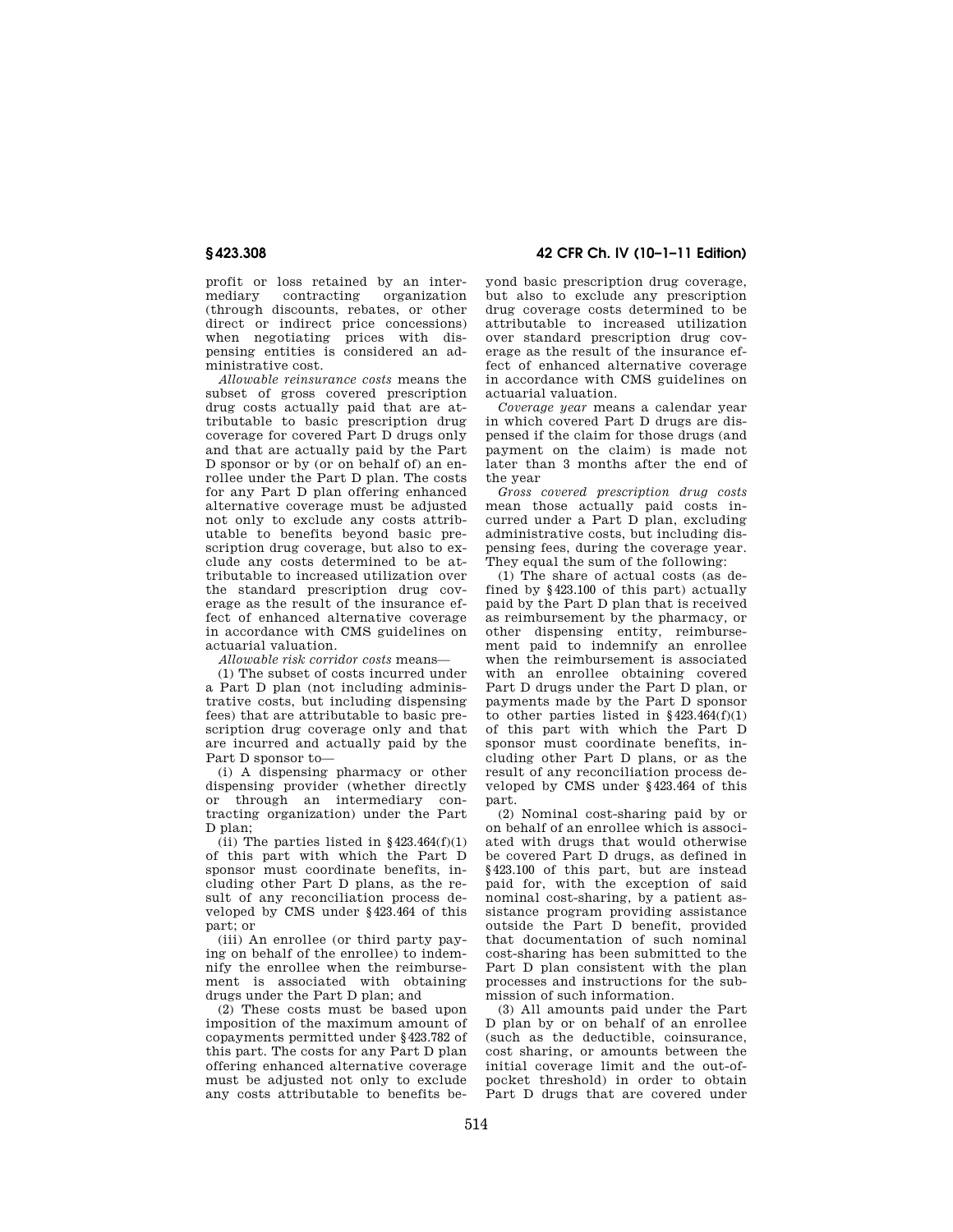profit or loss retained by an intermediary contracting organization (through discounts, rebates, or other direct or indirect price concessions) when negotiating prices with dispensing entities is considered an administrative cost.

*Allowable reinsurance costs* means the subset of gross covered prescription drug costs actually paid that are attributable to basic prescription drug coverage for covered Part D drugs only and that are actually paid by the Part D sponsor or by (or on behalf of) an enrollee under the Part D plan. The costs for any Part D plan offering enhanced alternative coverage must be adjusted not only to exclude any costs attributable to benefits beyond basic prescription drug coverage, but also to exclude any costs determined to be attributable to increased utilization over the standard prescription drug coverage as the result of the insurance effect of enhanced alternative coverage in accordance with CMS guidelines on actuarial valuation.

*Allowable risk corridor costs* means—

(1) The subset of costs incurred under a Part D plan (not including administrative costs, but including dispensing fees) that are attributable to basic prescription drug coverage only and that are incurred and actually paid by the Part D sponsor to—

(i) A dispensing pharmacy or other dispensing provider (whether directly or through an intermediary contracting organization) under the Part D plan;

(ii) The parties listed in §423.464(f)(1) of this part with which the Part D sponsor must coordinate benefits, including other Part D plans, as the result of any reconciliation process developed by CMS under §423.464 of this part; or

(iii) An enrollee (or third party paying on behalf of the enrollee) to indemnify the enrollee when the reimbursement is associated with obtaining drugs under the Part D plan; and

(2) These costs must be based upon imposition of the maximum amount of copayments permitted under §423.782 of this part. The costs for any Part D plan offering enhanced alternative coverage must be adjusted not only to exclude any costs attributable to benefits beyond basic prescription drug coverage, but also to exclude any prescription drug coverage costs determined to be attributable to increased utilization over standard prescription drug coverage as the result of the insurance effect of enhanced alternative coverage in accordance with CMS guidelines on actuarial valuation.

*Coverage year* means a calendar year in which covered Part D drugs are dispensed if the claim for those drugs (and payment on the claim) is made not later than 3 months after the end of the year

*Gross covered prescription drug costs* mean those actually paid costs incurred under a Part D plan, excluding administrative costs, but including dispensing fees, during the coverage year. They equal the sum of the following:

(1) The share of actual costs (as defined by §423.100 of this part) actually paid by the Part D plan that is received as reimbursement by the pharmacy, or other dispensing entity, reimbursement paid to indemnify an enrollee when the reimbursement is associated with an enrollee obtaining covered Part D drugs under the Part D plan, or payments made by the Part D sponsor to other parties listed in §423.464(f)(1) of this part with which the Part D sponsor must coordinate benefits, including other Part D plans, or as the result of any reconciliation process developed by CMS under §423.464 of this part.

(2) Nominal cost-sharing paid by or on behalf of an enrollee which is associated with drugs that would otherwise be covered Part D drugs, as defined in §423.100 of this part, but are instead paid for, with the exception of said nominal cost-sharing, by a patient assistance program providing assistance outside the Part D benefit, provided that documentation of such nominal cost-sharing has been submitted to the Part D plan consistent with the plan processes and instructions for the submission of such information.

(3) All amounts paid under the Part D plan by or on behalf of an enrollee (such as the deductible, coinsurance, cost sharing, or amounts between the initial coverage limit and the out-of-pocket threshold) in order to obtain Part D drugs that are covered under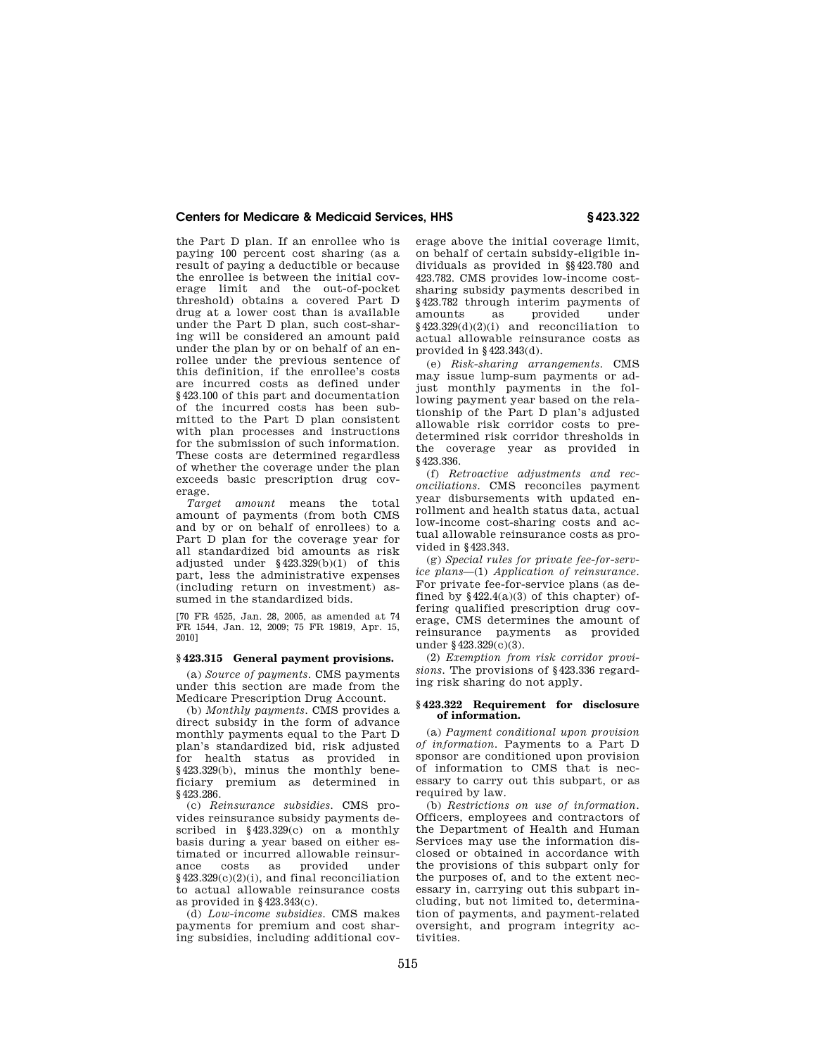the Part D plan. If an enrollee who is paying 100 percent cost sharing (as a result of paying a deductible or because the enrollee is between the initial coverage limit and the out-of-pocket threshold) obtains a covered Part D drug at a lower cost than is available under the Part D plan, such cost-sharing will be considered an amount paid under the plan by or on behalf of an enrollee under the previous sentence of this definition, if the enrollee's costs are incurred costs as defined under §423.100 of this part and documentation of the incurred costs has been submitted to the Part D plan consistent with plan processes and instructions for the submission of such information. These costs are determined regardless of whether the coverage under the plan exceeds basic prescription drug coverage.

*Target amount* means the total amount of payments (from both CMS and by or on behalf of enrollees) to a Part D plan for the coverage year for all standardized bid amounts as risk adjusted under §423.329(b)(1) of this part, less the administrative expenses (including return on investment) assumed in the standardized bids.

[70 FR 4525, Jan. 28, 2005, as amended at 74 FR 1544, Jan. 12, 2009; 75 FR 19819, Apr. 15, 2010]

### §423.315 General payment provisions.

(a) *Source of payments.* CMS payments under this section are made from the Medicare Prescription Drug Account.

(b) *Monthly payments.* CMS provides a direct subsidy in the form of advance monthly payments equal to the Part D plan's standardized bid, risk adjusted for health status as provided in §423.329(b), minus the monthly beneficiary premium as determined in §423.286.

(c) *Reinsurance subsidies.* CMS provides reinsurance subsidy payments described in §423.329(c) on a monthly basis during a year based on either estimated or incurred allowable reinsurance costs as provided under §423.329(c)(2)(i), and final reconciliation to actual allowable reinsurance costs as provided in §423.343(c).

(d) *Low-income subsidies.* CMS makes payments for premium and cost sharing subsidies, including additional coverage above the initial coverage limit, on behalf of certain subsidy-eligible individuals as provided in §§423.780 and 423.782. CMS provides low-income cost-sharing subsidy payments described in §423.782 through interim payments of amounts as provided under §423.329(d)(2)(i) and reconciliation to actual allowable reinsurance costs as provided in §423.343(d).

(e) *Risk-sharing arrangements.* CMS may issue lump-sum payments or adjust monthly payments in the following payment year based on the relationship of the Part D plan's adjusted allowable risk corridor costs to predetermined risk corridor thresholds in the coverage year as provided in §423.336.

(f) *Retroactive adjustments and reconciliations.* CMS reconciles payment year disbursements with updated enrollment and health status data, actual low-income cost-sharing costs and actual allowable reinsurance costs as provided in §423.343.

(g) *Special rules for private fee-for-service plans*—(1) *Application of reinsurance.* For private fee-for-service plans (as defined by §422.4(a)(3) of this chapter) offering qualified prescription drug coverage, CMS determines the amount of reinsurance payments as provided under §423.329(c)(3).

(2) *Exemption from risk corridor provisions.* The provisions of §423.336 regarding risk sharing do not apply.

### §423.322 Requirement for disclosure of information.

(a) *Payment conditional upon provision of information.* Payments to a Part D sponsor are conditioned upon provision of information to CMS that is necessary to carry out this subpart, or as required by law.

(b) *Restrictions on use of information.* Officers, employees and contractors of the Department of Health and Human Services may use the information disclosed or obtained in accordance with the provisions of this subpart only for the purposes of, and to the extent necessary in, carrying out this subpart including, but not limited to, determination of payments, and payment-related oversight, and program integrity activities.